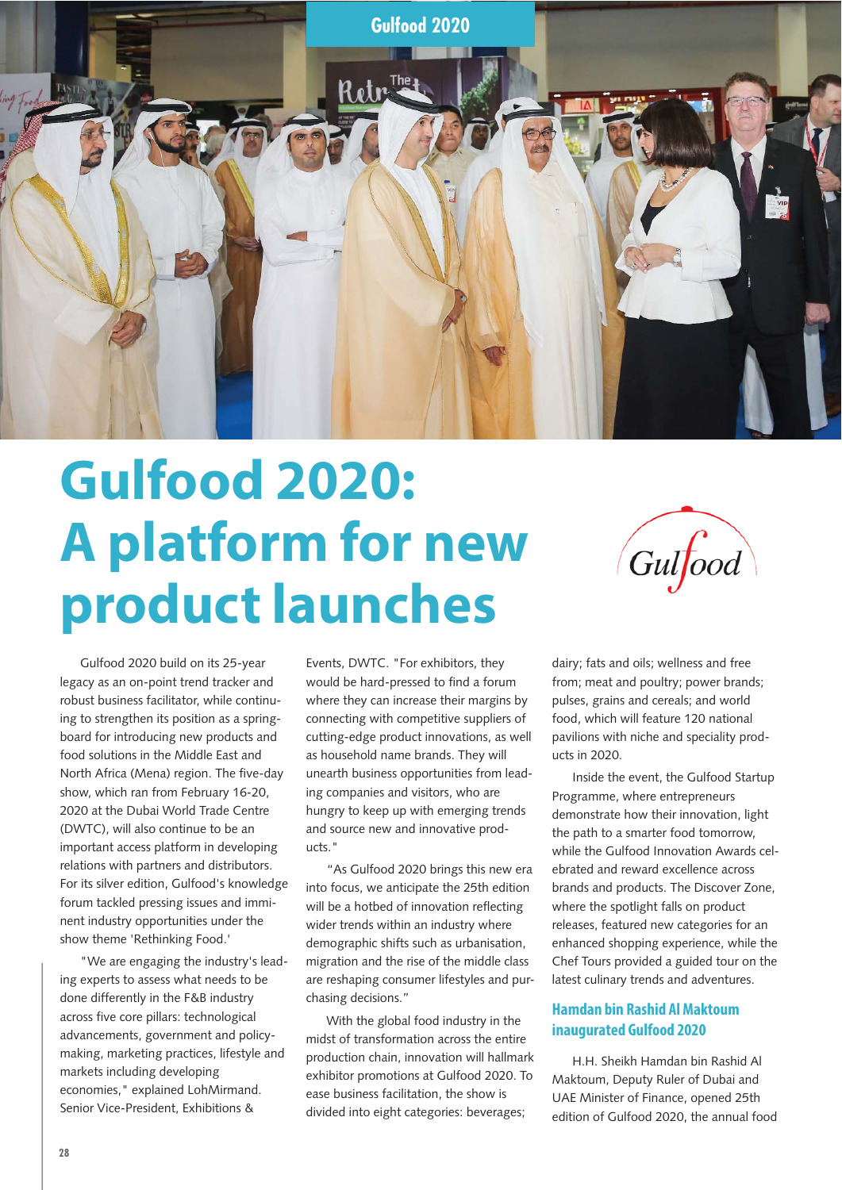# Gulfood 2020: A platform for new product launches

Gulfood 2020 build on its 25-year legacy as an on-point trend tracker and robust business facilitator, while continuing to strengthen its position as a springboard for introducing new products and food solutions in the Middle East and North Africa (Mena) region. The five-day show, which ran from February 16-20, 2020 at the Dubai World Trade Centre (DWTC), will also continue to be an important access platform in developing relations with partners and distributors. For its silver edition, Gulfood's knowledge forum tackled pressing issues and imminent industry opportunities under the show theme 'Rethinking Food.'

"We are engaging the industry's leading experts to assess what needs to be done differently in the F&B industry across five core pillars: technological advancements, government and policy-making, marketing practices, lifestyle and markets including developing economies," explained LohMirmand. Senior Vice-President, Exhibitions & Events, DWTC. "For exhibitors, they would be hard-pressed to find a forum where they can increase their margins by connecting with competitive suppliers of cutting-edge product innovations, as well as household name brands. They will unearth business opportunities from leading companies and visitors, who are hungry to keep up with emerging trends and source new and innovative products."

"As Gulfood 2020 brings this new era into focus, we anticipate the 25th edition will be a hotbed of innovation reflecting wider trends within an industry where demographic shifts such as urbanisation, migration and the rise of the middle class are reshaping consumer lifestyles and purchasing decisions."

With the global food industry in the midst of transformation across the entire production chain, innovation will hallmark exhibitor promotions at Gulfood 2020. To ease business facilitation, the show is divided into eight categories: beverages; dairy; fats and oils; wellness and free from; meat and poultry; power brands; pulses, grains and cereals; and world food, which will feature 120 national pavilions with niche and speciality products in 2020.

Inside the event, the Gulfood Startup Programme, where entrepreneurs demonstrate how their innovation, light the path to a smarter food tomorrow, while the Gulfood Innovation Awards celebrated and reward excellence across brands and products. The Discover Zone, where the spotlight falls on product releases, featured new categories for an enhanced shopping experience, while the Chef Tours provided a guided tour on the latest culinary trends and adventures.

## Hamdan bin Rashid Al Maktoum inaugurated Gulfood 2020

H.H. Sheikh Hamdan bin Rashid Al Maktoum, Deputy Ruler of Dubai and UAE Minister of Finance, opened 25th edition of Gulfood 2020, the annual food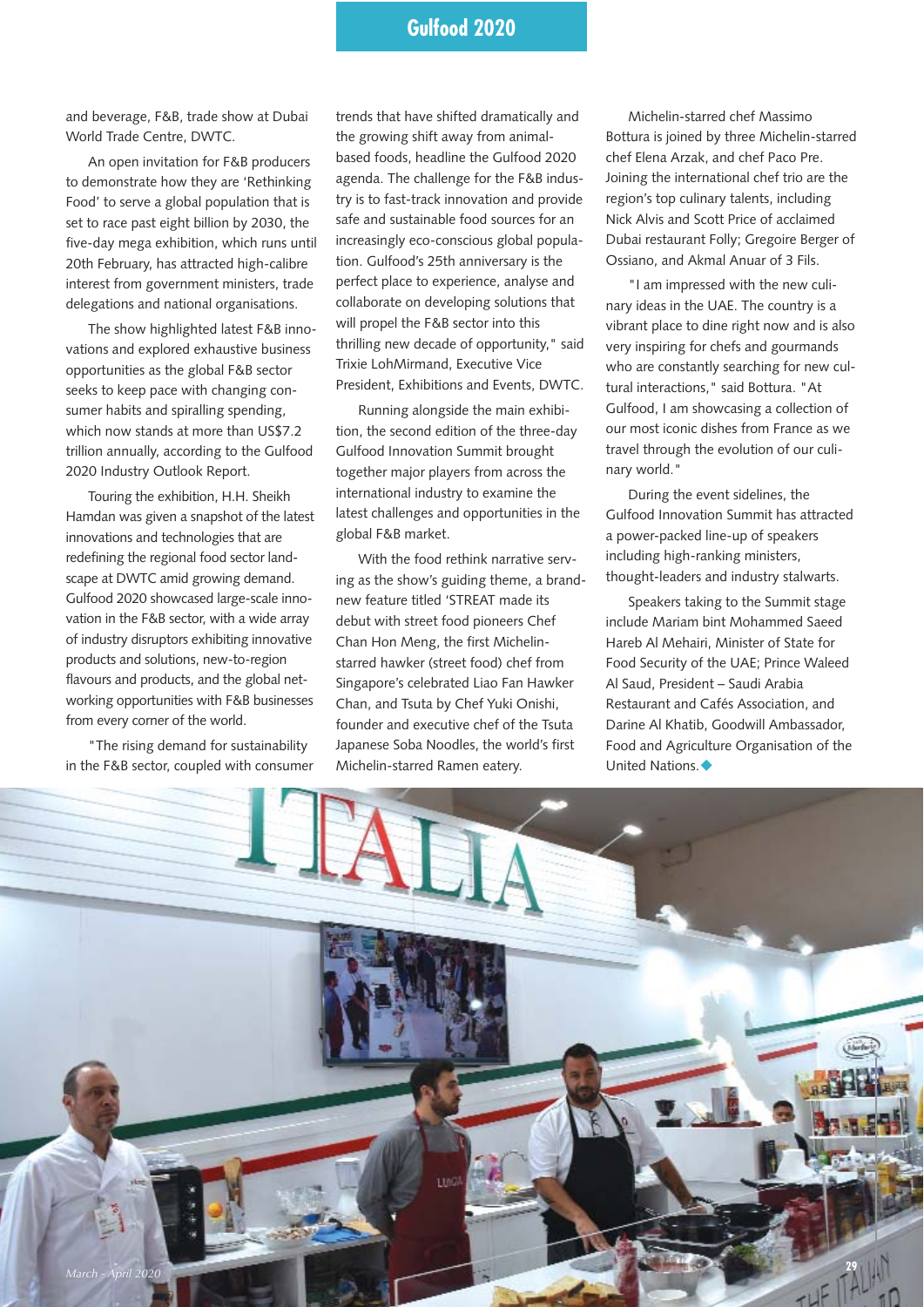and beverage, F&B, trade show at Dubai World Trade Centre, DWTC.

An open invitation for F&B producers to demonstrate how they are 'Rethinking Food' to serve a global population that is set to race past eight billion by 2030, the five-day mega exhibition, which runs until 20th February, has attracted high-calibre interest from government ministers, trade delegations and national organisations.

The show highlighted latest F&B innovations and explored exhaustive business opportunities as the global F&B sector seeks to keep pace with changing consumer habits and spiralling spending, which now stands at more than US$7.2 trillion annually, according to the Gulfood 2020 Industry Outlook Report.

Touring the exhibition, H.H. Sheikh Hamdan was given a snapshot of the latest innovations and technologies that are redefining the regional food sector landscape at DWTC amid growing demand. Gulfood 2020 showcased large-scale innovation in the F&B sector, with a wide array of industry disruptors exhibiting innovative products and solutions, new-to-region flavours and products, and the global networking opportunities with F&B businesses from every corner of the world.

"The rising demand for sustainability in the F&B sector, coupled with consumer trends that have shifted dramatically and the growing shift away from animal-based foods, headline the Gulfood 2020 agenda. The challenge for the F&B industry is to fast-track innovation and provide safe and sustainable food sources for an increasingly eco-conscious global population. Gulfood's 25th anniversary is the perfect place to experience, analyse and collaborate on developing solutions that will propel the F&B sector into this thrilling new decade of opportunity," said Trixie LohMirmand, Executive Vice President, Exhibitions and Events, DWTC.

Running alongside the main exhibition, the second edition of the three-day Gulfood Innovation Summit brought together major players from across the international industry to examine the latest challenges and opportunities in the global F&B market.

With the food rethink narrative serving as the show's guiding theme, a brand-new feature titled 'STREAT made its debut with street food pioneers Chef Chan Hon Meng, the first Michelin-starred hawker (street food) chef from Singapore's celebrated Liao Fan Hawker Chan, and Tsuta by Chef Yuki Onishi, founder and executive chef of the Tsuta Japanese Soba Noodles, the world's first Michelin-starred Ramen eatery.

Michelin-starred chef Massimo Bottura is joined by three Michelin-starred chef Elena Arzak, and chef Paco Pre. Joining the international chef trio are the region's top culinary talents, including Nick Alvis and Scott Price of acclaimed Dubai restaurant Folly; Gregoire Berger of Ossiano, and Akmal Anuar of 3 Fils.

"I am impressed with the new culinary ideas in the UAE. The country is a vibrant place to dine right now and is also very inspiring for chefs and gourmands who are constantly searching for new cultural interactions," said Bottura. "At Gulfood, I am showcasing a collection of our most iconic dishes from France as we travel through the evolution of our culinary world."

During the event sidelines, the Gulfood Innovation Summit has attracted a power-packed line-up of speakers including high-ranking ministers, thought-leaders and industry stalwarts.

Speakers taking to the Summit stage include Mariam bint Mohammed Saeed Hareb Al Mehairi, Minister of State for Food Security of the UAE; Prince Waleed Al Saud, President – Saudi Arabia Restaurant and Cafés Association, and Darine Al Khatib, Goodwill Ambassador, Food and Agriculture Organisation of the United Nations.◆